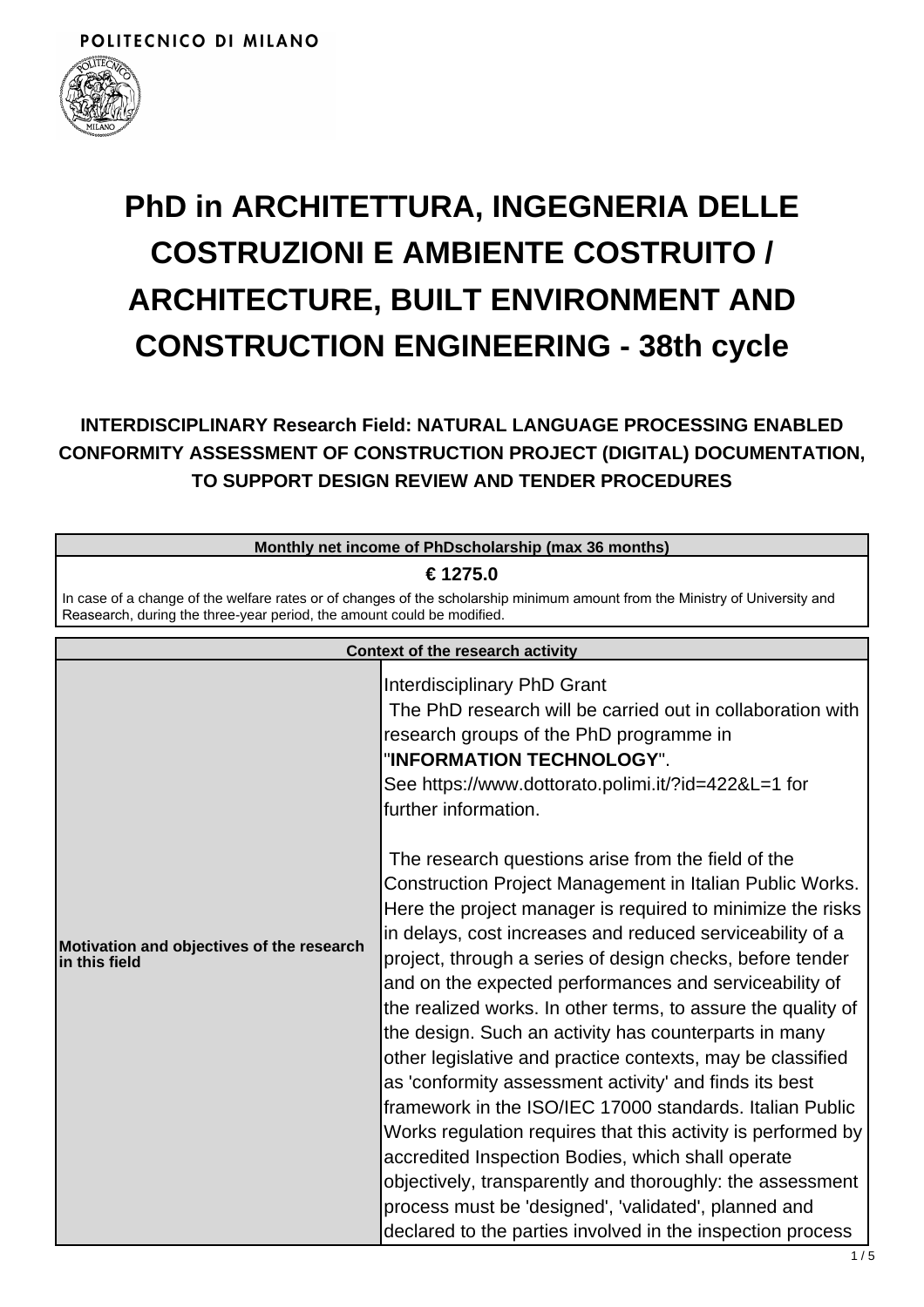POLITECNICO DI MILANO

# PhD in ARCHITETTURA, INGEGNERIA DELLE COSTRUZIONI E AMBIENTE COSTRUITO / ARCHITECTURE, BUILT ENVIRONMENT AND CONSTRUCTION ENGINEERING - 38th cycle

### INTERDISCIPLINARY Research Field: NATURAL LANGUAGE PROCESSING ENABLED CONFORMITY ASSESSMENT OF CONSTRUCTION PROJECT (DIGITAL) DOCUMENTATION, TO SUPPORT DESIGN REVIEW AND TENDER PROCEDURES

| Monthly net income of PhDscholarship (max 36 months) |
|---|
| **€ 1275.0** |
| In case of a change of the welfare rates or of changes of the scholarship minimum amount from the Ministry of University and Reasearch, during the three-year period, the amount could be modified. |

| Context of the research activity | |
|---|---|
| **Motivation and objectives of the research in this field** | Interdisciplinary PhD Grant<br>The PhD research will be carried out in collaboration with research groups of the PhD programme in "**INFORMATION TECHNOLOGY**".<br>See https://www.dottorato.polimi.it/?id=422&L=1 for further information.<br><br>The research questions arise from the field of the Construction Project Management in Italian Public Works. Here the project manager is required to minimize the risks in delays, cost increases and reduced serviceability of a project, through a series of design checks, before tender and on the expected performances and serviceability of the realized works. In other terms, to assure the quality of the design. Such an activity has counterparts in many other legislative and practice contexts, may be classified as 'conformity assessment activity' and finds its best framework in the ISO/IEC 17000 standards. Italian Public Works regulation requires that this activity is performed by accredited Inspection Bodies, which shall operate objectively, transparently and thoroughly: the assessment process must be 'designed', 'validated', planned and declared to the parties involved in the inspection process |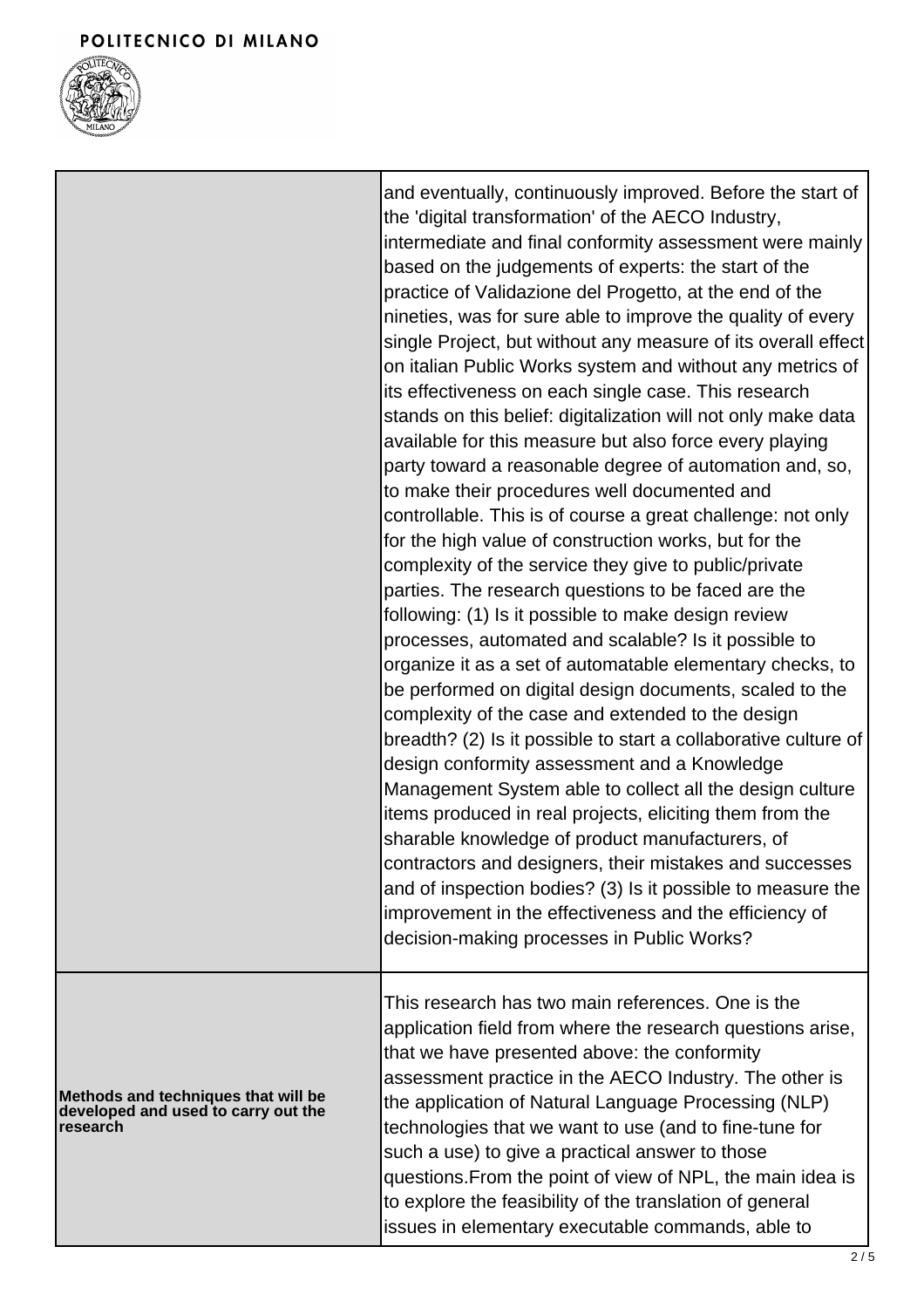| | |
|---|---|
| | and eventually, continuously improved. Before the start of the 'digital transformation' of the AECO Industry, intermediate and final conformity assessment were mainly based on the judgements of experts: the start of the practice of Validazione del Progetto, at the end of the nineties, was for sure able to improve the quality of every single Project, but without any measure of its overall effect on italian Public Works system and without any metrics of its effectiveness on each single case. This research stands on this belief: digitalization will not only make data available for this measure but also force every playing party toward a reasonable degree of automation and, so, to make their procedures well documented and controllable. This is of course a great challenge: not only for the high value of construction works, but for the complexity of the service they give to public/private parties. The research questions to be faced are the following: (1) Is it possible to make design review processes, automated and scalable? Is it possible to organize it as a set of automatable elementary checks, to be performed on digital design documents, scaled to the complexity of the case and extended to the design breadth? (2) Is it possible to start a collaborative culture of design conformity assessment and a Knowledge Management System able to collect all the design culture items produced in real projects, eliciting them from the sharable knowledge of product manufacturers, of contractors and designers, their mistakes and successes and of inspection bodies? (3) Is it possible to measure the improvement in the effectiveness and the efficiency of decision-making processes in Public Works? |
| **Methods and techniques that will be developed and used to carry out the research** | This research has two main references. One is the application field from where the research questions arise, that we have presented above: the conformity assessment practice in the AECO Industry. The other is the application of Natural Language Processing (NLP) technologies that we want to use (and to fine-tune for such a use) to give a practical answer to those questions.From the point of view of NPL, the main idea is to explore the feasibility of the translation of general issues in elementary executable commands, able to |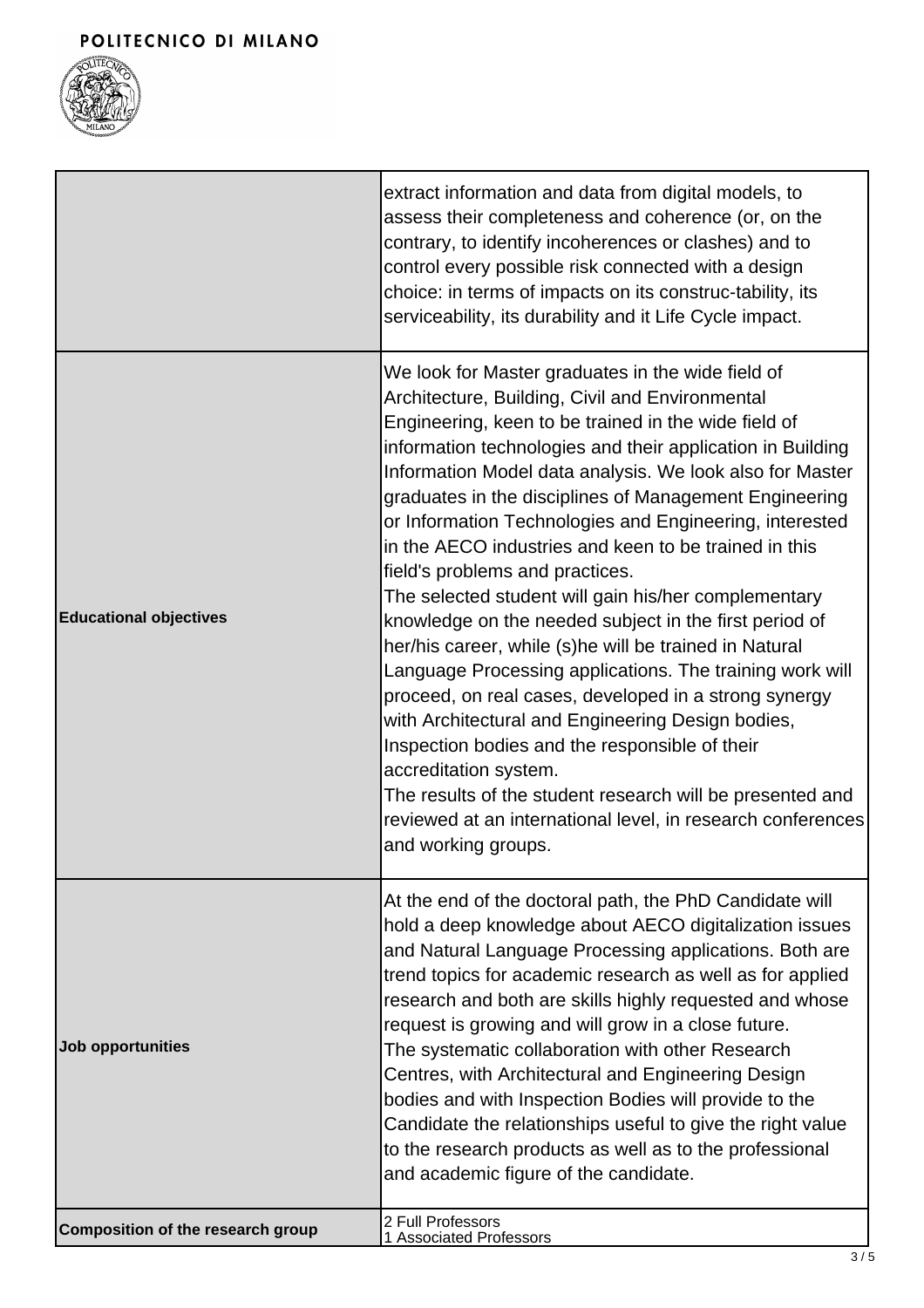| | |
|---|---|
| | extract information and data from digital models, to assess their completeness and coherence (or, on the contrary, to identify incoherences or clashes) and to control every possible risk connected with a design choice: in terms of impacts on its construc-tability, its serviceability, its durability and it Life Cycle impact. |
| **Educational objectives** | We look for Master graduates in the wide field of Architecture, Building, Civil and Environmental Engineering, keen to be trained in the wide field of information technologies and their application in Building Information Model data analysis. We look also for Master graduates in the disciplines of Management Engineering or Information Technologies and Engineering, interested in the AECO industries and keen to be trained in this field's problems and practices.<br>The selected student will gain his/her complementary knowledge on the needed subject in the first period of her/his career, while (s)he will be trained in Natural Language Processing applications. The training work will proceed, on real cases, developed in a strong synergy with Architectural and Engineering Design bodies, Inspection bodies and the responsible of their accreditation system.<br>The results of the student research will be presented and reviewed at an international level, in research conferences and working groups. |
| **Job opportunities** | At the end of the doctoral path, the PhD Candidate will hold a deep knowledge about AECO digitalization issues and Natural Language Processing applications. Both are trend topics for academic research as well as for applied research and both are skills highly requested and whose request is growing and will grow in a close future.<br>The systematic collaboration with other Research Centres, with Architectural and Engineering Design bodies and with Inspection Bodies will provide to the Candidate the relationships useful to give the right value to the research products as well as to the professional and academic figure of the candidate. |
| **Composition of the research group** | 2 Full Professors<br>1 Associated Professors |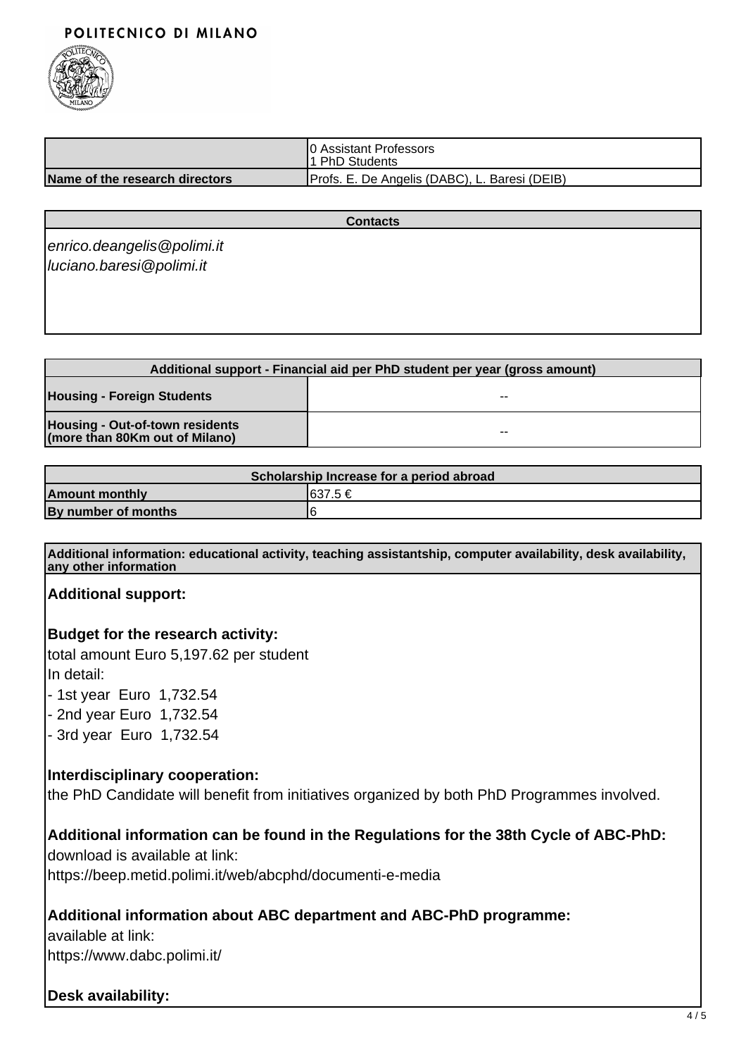|  | 0 Assistant Professors<br>1 PhD Students |
|---|---|
| **Name of the research directors** | Profs. E. De Angelis (DABC), L. Baresi (DEIB) |

| **Contacts** |
|---|
| *enrico.deangelis@polimi.it*<br>*luciano.baresi@polimi.it* |

| **Additional support - Financial aid per PhD student per year (gross amount)** | |
|---|---|
| **Housing - Foreign Students** | -- |
| **Housing - Out-of-town residents (more than 80Km out of Milano)** | -- |

| **Scholarship Increase for a period abroad** | |
|---|---|
| **Amount monthly** | 637.5 € |
| **By number of months** | 6 |

**Additional information: educational activity, teaching assistantship, computer availability, desk availability, any other information**

**Additional support:**

**Budget for the research activity:**

total amount Euro 5,197.62 per student

In detail:

- 1st year Euro 1,732.54
- 2nd year Euro 1,732.54
- 3rd year Euro 1,732.54

**Interdisciplinary cooperation:**

the PhD Candidate will benefit from initiatives organized by both PhD Programmes involved.

**Additional information can be found in the Regulations for the 38th Cycle of ABC-PhD:**

download is available at link:

https://beep.metid.polimi.it/web/abcphd/documenti-e-media

**Additional information about ABC department and ABC-PhD programme:**

available at link:

https://www.dabc.polimi.it/

**Desk availability:**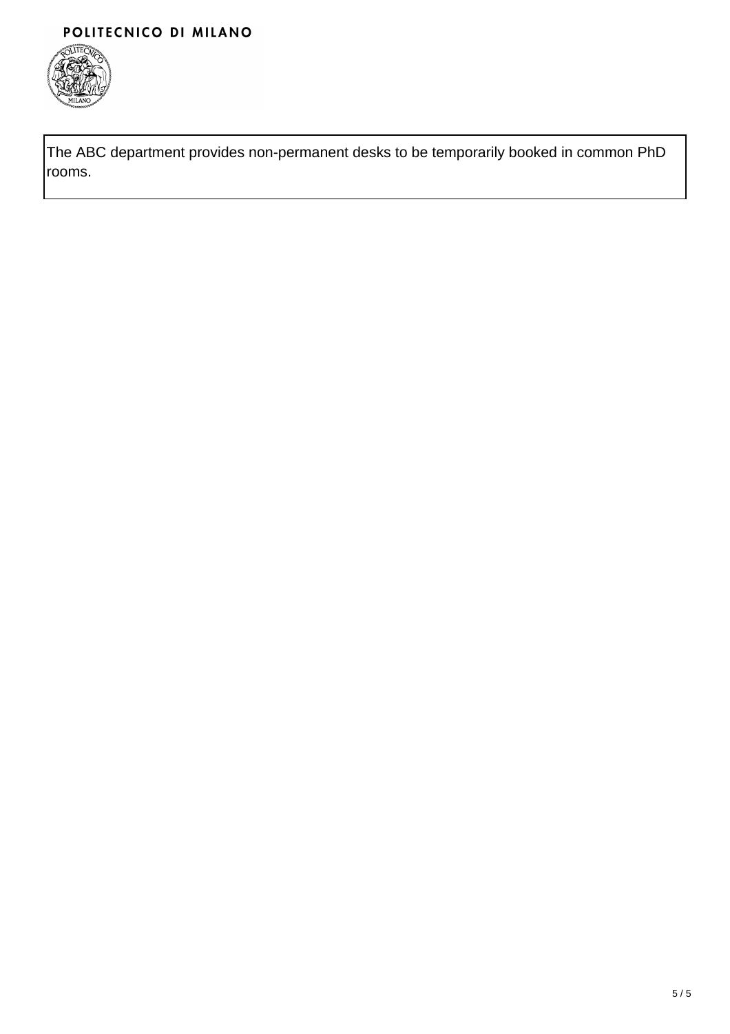The ABC department provides non-permanent desks to be temporarily booked in common PhD rooms.